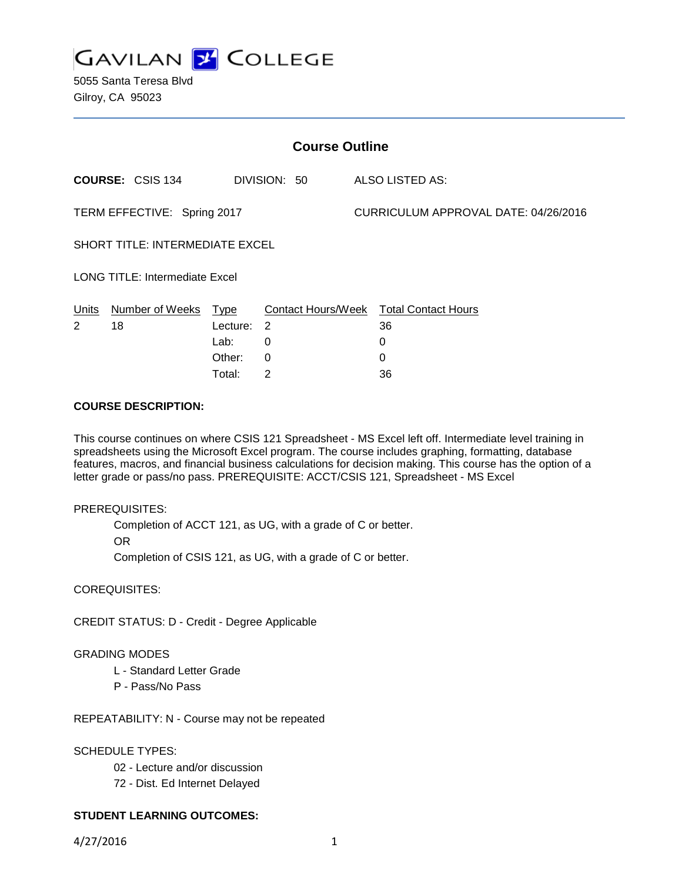# GAVILAN COLLEGE

5055 Santa Teresa Blvd
Gilroy, CA 95023

## Course Outline

**COURSE:** CSIS 134 DIVISION: 50 ALSO LISTED AS:

TERM EFFECTIVE: Spring 2017 CURRICULUM APPROVAL DATE: 04/26/2016

SHORT TITLE: INTERMEDIATE EXCEL

LONG TITLE: Intermediate Excel

| Units | Number of Weeks | Type | Contact Hours/Week | Total Contact Hours |
|---|---|---|---|---|
| 2 | 18 | Lecture: | 2 | 36 |
| | | Lab: | 0 | 0 |
| | | Other: | 0 | 0 |
| | | Total: | 2 | 36 |

**COURSE DESCRIPTION:**

This course continues on where CSIS 121 Spreadsheet - MS Excel left off. Intermediate level training in spreadsheets using the Microsoft Excel program. The course includes graphing, formatting, database features, macros, and financial business calculations for decision making. This course has the option of a letter grade or pass/no pass. PREREQUISITE: ACCT/CSIS 121, Spreadsheet - MS Excel

PREREQUISITES:

Completion of ACCT 121, as UG, with a grade of C or better.

OR

Completion of CSIS 121, as UG, with a grade of C or better.

COREQUISITES:

CREDIT STATUS: D - Credit - Degree Applicable

GRADING MODES

L - Standard Letter Grade

P - Pass/No Pass

REPEATABILITY: N - Course may not be repeated

SCHEDULE TYPES:

02 - Lecture and/or discussion

72 - Dist. Ed Internet Delayed

**STUDENT LEARNING OUTCOMES:**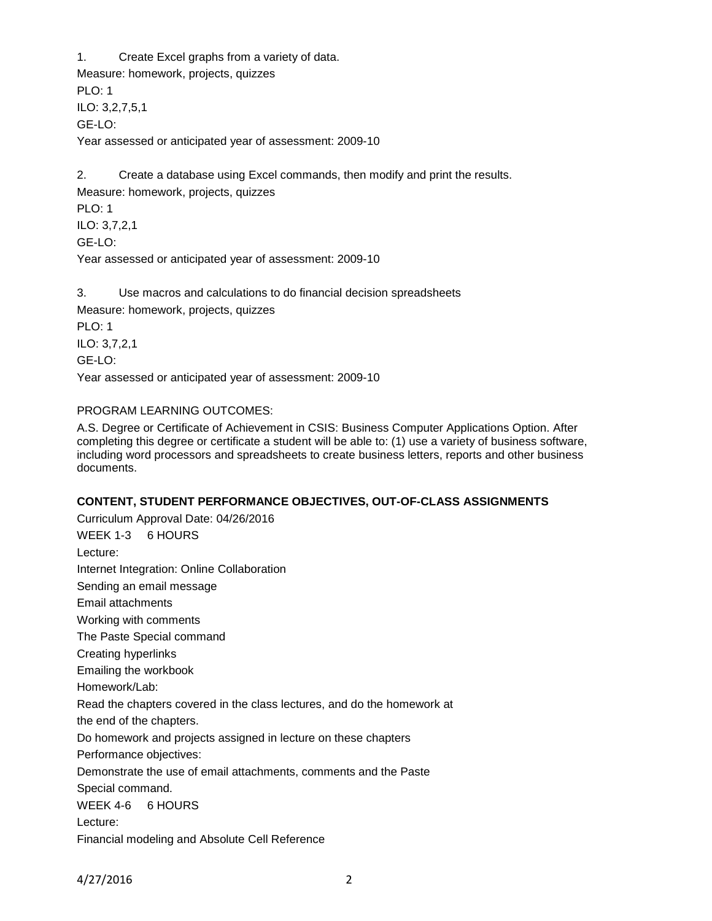1. Create Excel graphs from a variety of data.

Measure: homework, projects, quizzes

PLO: 1

ILO: 3,2,7,5,1

GE-LO:

Year assessed or anticipated year of assessment: 2009-10

2. Create a database using Excel commands, then modify and print the results.

Measure: homework, projects, quizzes

PLO: 1

ILO: 3,7,2,1

GE-LO:

Year assessed or anticipated year of assessment: 2009-10

3. Use macros and calculations to do financial decision spreadsheets

Measure: homework, projects, quizzes

PLO: 1

ILO: 3,7,2,1

GE-LO:

Year assessed or anticipated year of assessment: 2009-10

PROGRAM LEARNING OUTCOMES:

A.S. Degree or Certificate of Achievement in CSIS: Business Computer Applications Option. After completing this degree or certificate a student will be able to: (1) use a variety of business software, including word processors and spreadsheets to create business letters, reports and other business documents.

**CONTENT, STUDENT PERFORMANCE OBJECTIVES, OUT-OF-CLASS ASSIGNMENTS**

Curriculum Approval Date: 04/26/2016

WEEK 1-3 6 HOURS

Lecture:

Internet Integration: Online Collaboration

Sending an email message

Email attachments

Working with comments

The Paste Special command

Creating hyperlinks

Emailing the workbook

Homework/Lab:

Read the chapters covered in the class lectures, and do the homework at the end of the chapters.

Do homework and projects assigned in lecture on these chapters

Performance objectives:

Demonstrate the use of email attachments, comments and the Paste Special command.

WEEK 4-6 6 HOURS

Lecture:

Financial modeling and Absolute Cell Reference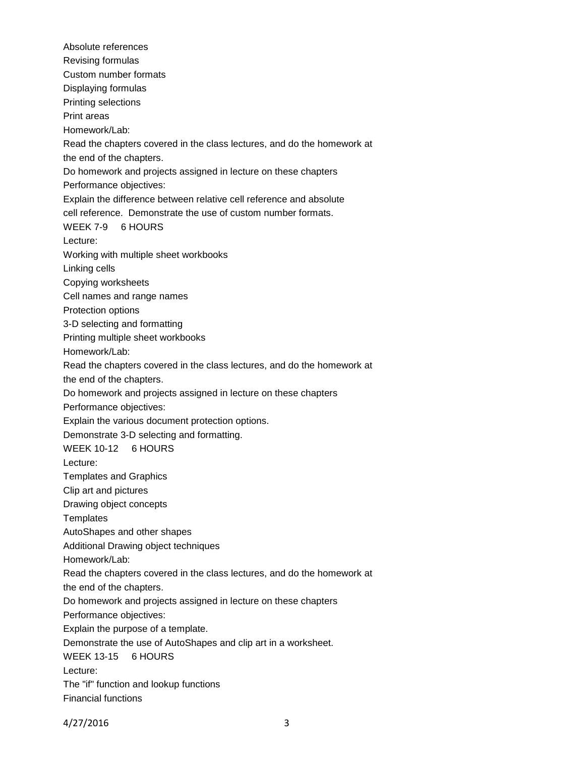Absolute references

Revising formulas

Custom number formats

Displaying formulas

Printing selections

Print areas

Homework/Lab:

Read the chapters covered in the class lectures, and do the homework at the end of the chapters.

Do homework and projects assigned in lecture on these chapters

Performance objectives:

Explain the difference between relative cell reference and absolute cell reference.  Demonstrate the use of custom number formats.

WEEK 7-9     6 HOURS

Lecture:

Working with multiple sheet workbooks

Linking cells

Copying worksheets

Cell names and range names

Protection options

3-D selecting and formatting

Printing multiple sheet workbooks

Homework/Lab:

Read the chapters covered in the class lectures, and do the homework at the end of the chapters.

Do homework and projects assigned in lecture on these chapters

Performance objectives:

Explain the various document protection options.

Demonstrate 3-D selecting and formatting.

WEEK 10-12     6 HOURS

Lecture:

Templates and Graphics

Clip art and pictures

Drawing object concepts

Templates

AutoShapes and other shapes

Additional Drawing object techniques

Homework/Lab:

Read the chapters covered in the class lectures, and do the homework at the end of the chapters.

Do homework and projects assigned in lecture on these chapters

Performance objectives:

Explain the purpose of a template.

Demonstrate the use of AutoShapes and clip art in a worksheet.

WEEK 13-15     6 HOURS

Lecture:

The "if" function and lookup functions

Financial functions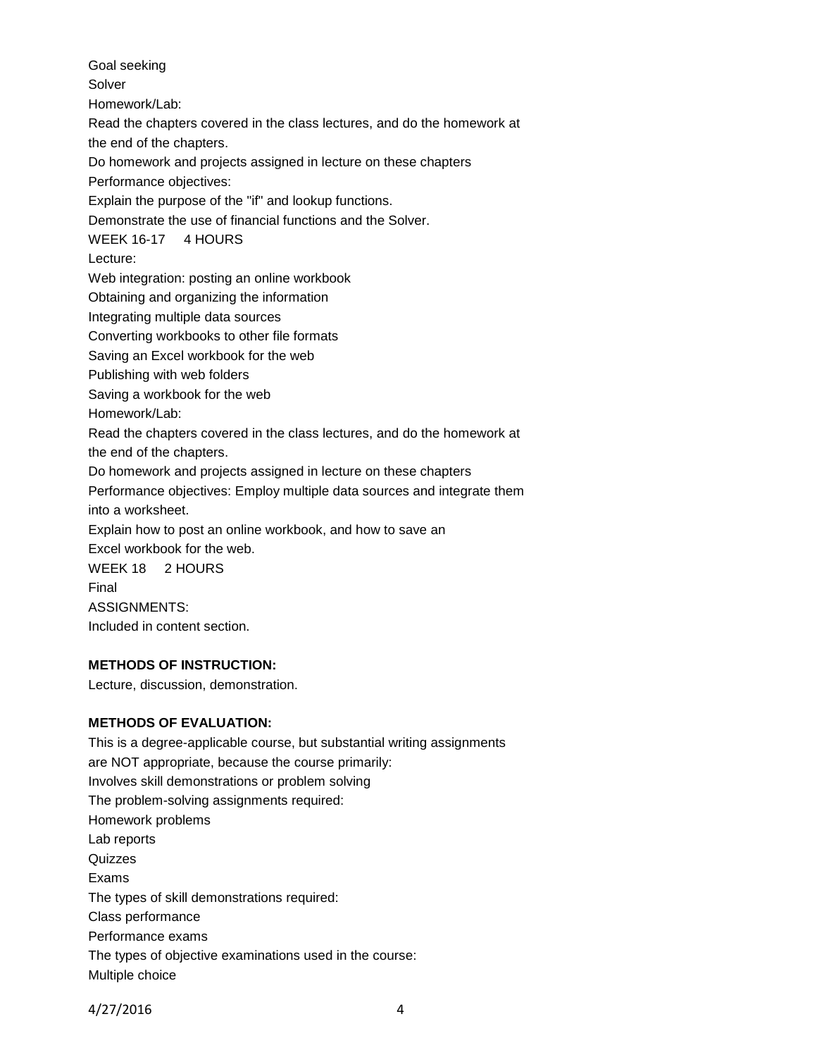Goal seeking
Solver
Homework/Lab:
Read the chapters covered in the class lectures, and do the homework at the end of the chapters.
Do homework and projects assigned in lecture on these chapters
Performance objectives:
Explain the purpose of the "if" and lookup functions.
Demonstrate the use of financial functions and the Solver.
WEEK 16-17 4 HOURS
Lecture:
Web integration: posting an online workbook
Obtaining and organizing the information
Integrating multiple data sources
Converting workbooks to other file formats
Saving an Excel workbook for the web
Publishing with web folders
Saving a workbook for the web
Homework/Lab:
Read the chapters covered in the class lectures, and do the homework at the end of the chapters.
Do homework and projects assigned in lecture on these chapters
Performance objectives: Employ multiple data sources and integrate them into a worksheet.
Explain how to post an online workbook, and how to save an Excel workbook for the web.
WEEK 18 2 HOURS
Final
ASSIGNMENTS:
Included in content section.

**METHODS OF INSTRUCTION:**

Lecture, discussion, demonstration.

**METHODS OF EVALUATION:**

This is a degree-applicable course, but substantial writing assignments are NOT appropriate, because the course primarily:
Involves skill demonstrations or problem solving
The problem-solving assignments required:
Homework problems
Lab reports
Quizzes
Exams
The types of skill demonstrations required:
Class performance
Performance exams
The types of objective examinations used in the course:
Multiple choice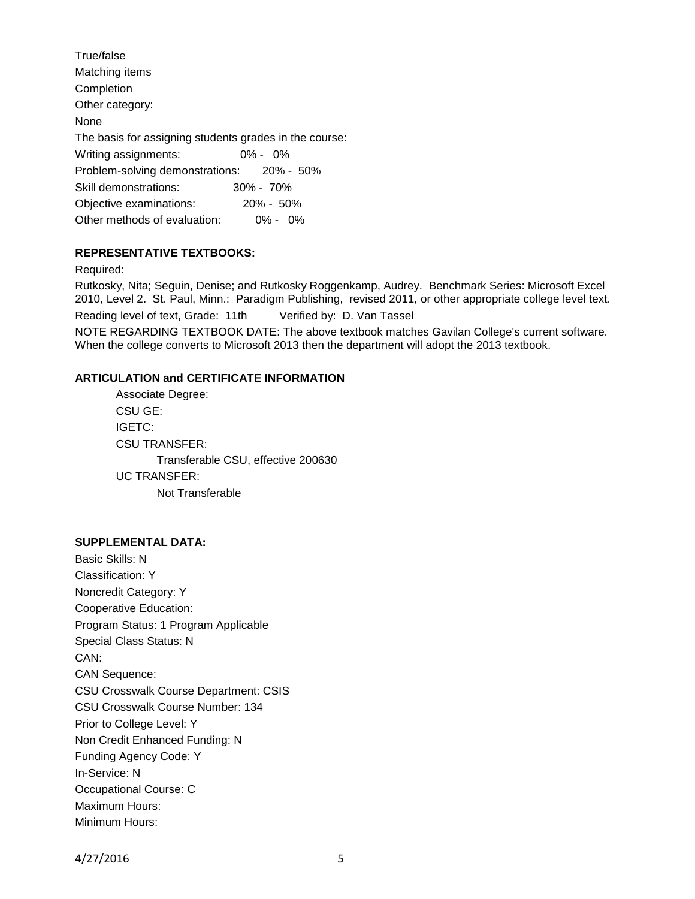True/false

Matching items

Completion

Other category:

None

The basis for assigning students grades in the course:

Writing assignments: 0% - 0%

Problem-solving demonstrations: 20% - 50%

Skill demonstrations: 30% - 70%

Objective examinations: 20% - 50%

Other methods of evaluation: 0% - 0%

**REPRESENTATIVE TEXTBOOKS:**

Required:

Rutkosky, Nita; Seguin, Denise; and Rutkosky Roggenkamp, Audrey. Benchmark Series: Microsoft Excel 2010, Level 2. St. Paul, Minn.: Paradigm Publishing, revised 2011, or other appropriate college level text.

Reading level of text, Grade: 11th Verified by: D. Van Tassel

NOTE REGARDING TEXTBOOK DATE: The above textbook matches Gavilan College's current software. When the college converts to Microsoft 2013 then the department will adopt the 2013 textbook.

**ARTICULATION and CERTIFICATE INFORMATION**

Associate Degree:

CSU GE:

IGETC:

CSU TRANSFER:

Transferable CSU, effective 200630

UC TRANSFER:

Not Transferable

**SUPPLEMENTAL DATA:**

Basic Skills: N

Classification: Y

Noncredit Category: Y

Cooperative Education:

Program Status: 1 Program Applicable

Special Class Status: N

CAN:

CAN Sequence:

CSU Crosswalk Course Department: CSIS

CSU Crosswalk Course Number: 134

Prior to College Level: Y

Non Credit Enhanced Funding: N

Funding Agency Code: Y

In-Service: N

Occupational Course: C

Maximum Hours:

Minimum Hours: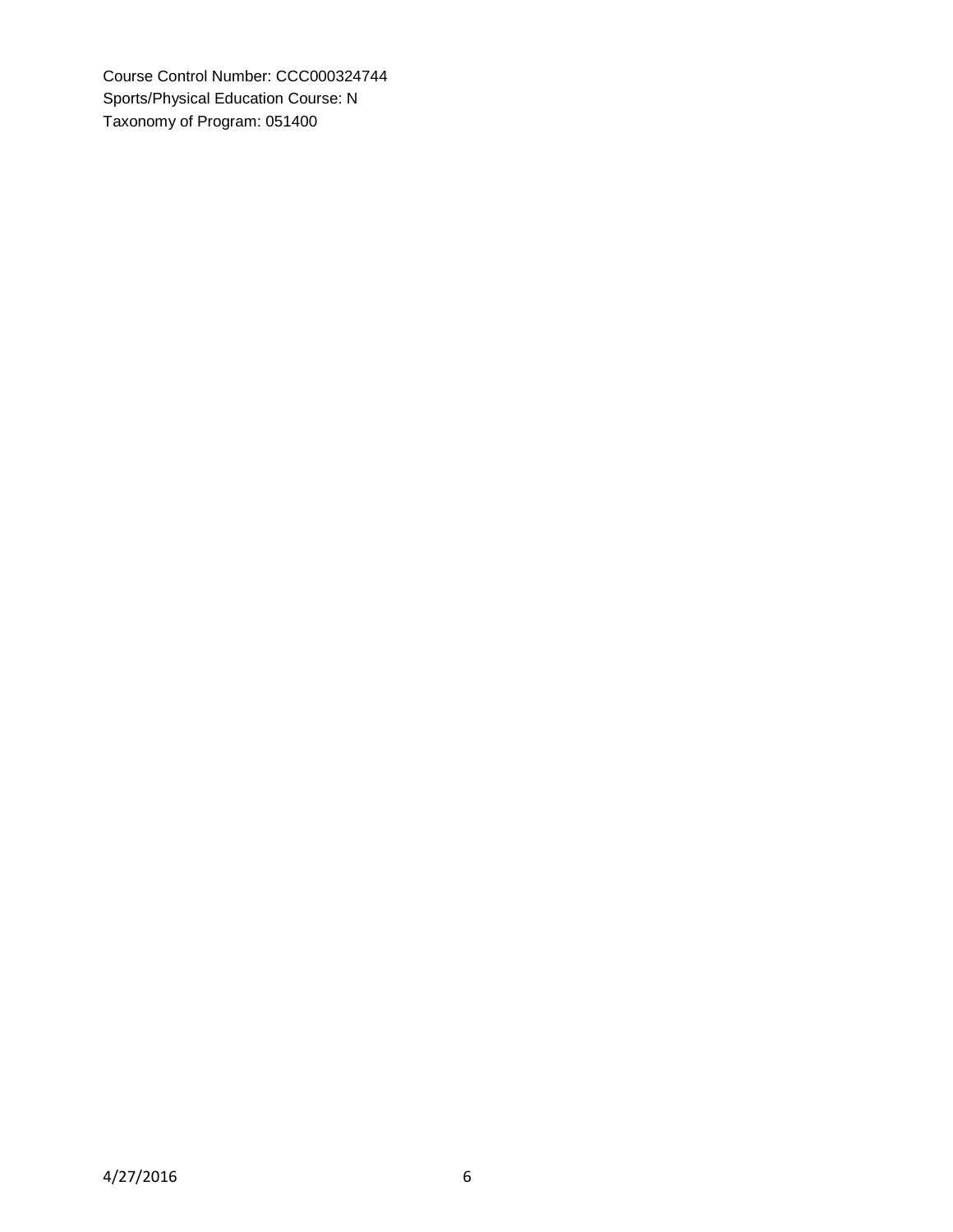Course Control Number: CCC000324744
Sports/Physical Education Course: N
Taxonomy of Program: 051400